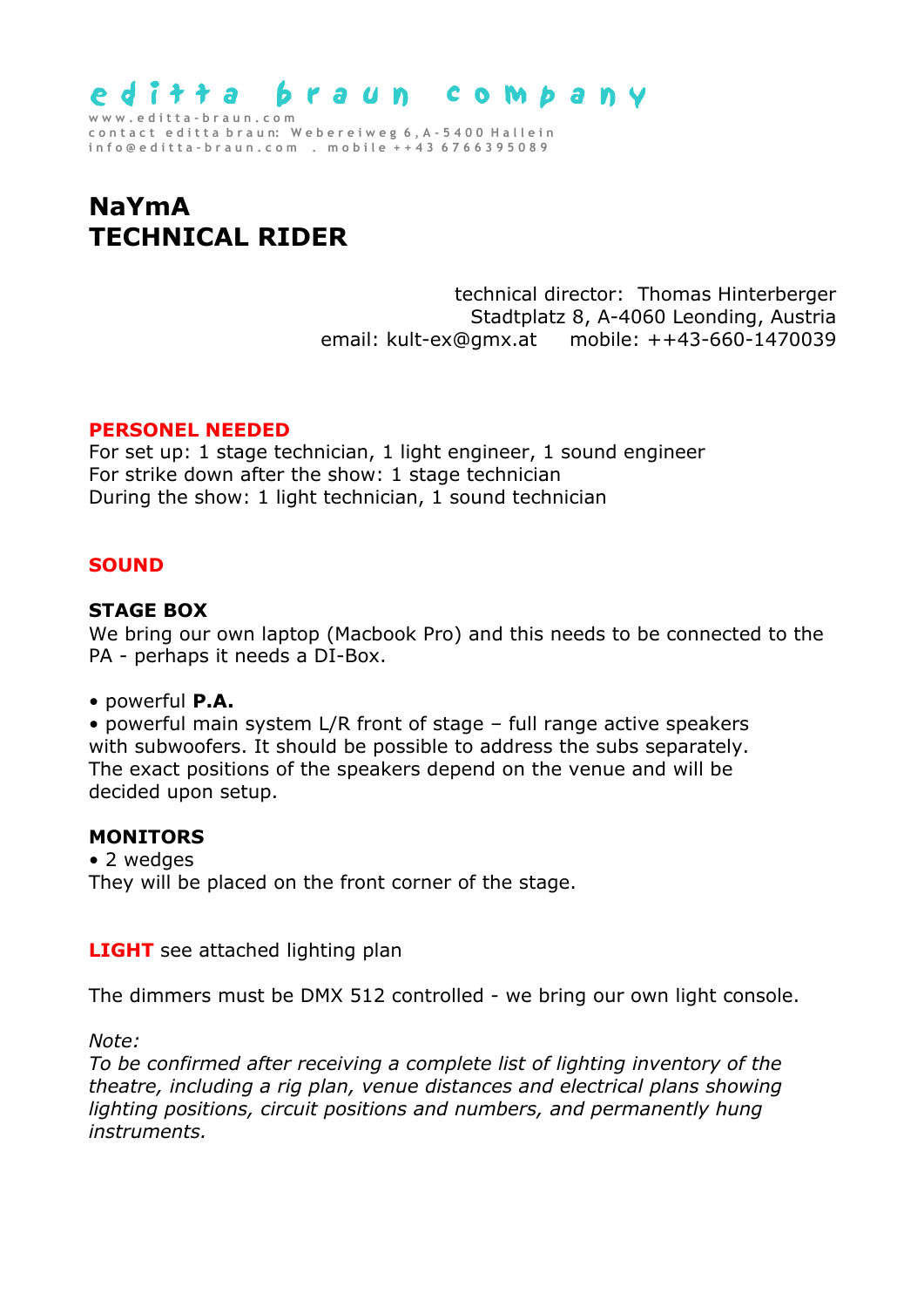editta braun company

www.editta-braun.com
contact editta braun: Webereiweg 6, A-5400 Hallein
info@editta-braun.com . mobile ++43 6766395089

# NaYmA
# TECHNICAL RIDER

technical director: Thomas Hinterberger
Stadtplatz 8, A-4060 Leonding, Austria
email: kult-ex@gmx.at mobile: ++43-660-1470039

## PERSONEL NEEDED

For set up: 1 stage technician, 1 light engineer, 1 sound engineer
For strike down after the show: 1 stage technician
During the show: 1 light technician, 1 sound technician

## SOUND

### STAGE BOX

We bring our own laptop (Macbook Pro) and this needs to be connected to the PA - perhaps it needs a DI-Box.

- powerful **P.A.**
- powerful main system L/R front of stage – full range active speakers with subwoofers. It should be possible to address the subs separately. The exact positions of the speakers depend on the venue and will be decided upon setup.

### MONITORS

- 2 wedges

They will be placed on the front corner of the stage.

## LIGHT see attached lighting plan

The dimmers must be DMX 512 controlled - we bring our own light console.

*Note:*
*To be confirmed after receiving a complete list of lighting inventory of the theatre, including a rig plan, venue distances and electrical plans showing lighting positions, circuit positions and numbers, and permanently hung instruments.*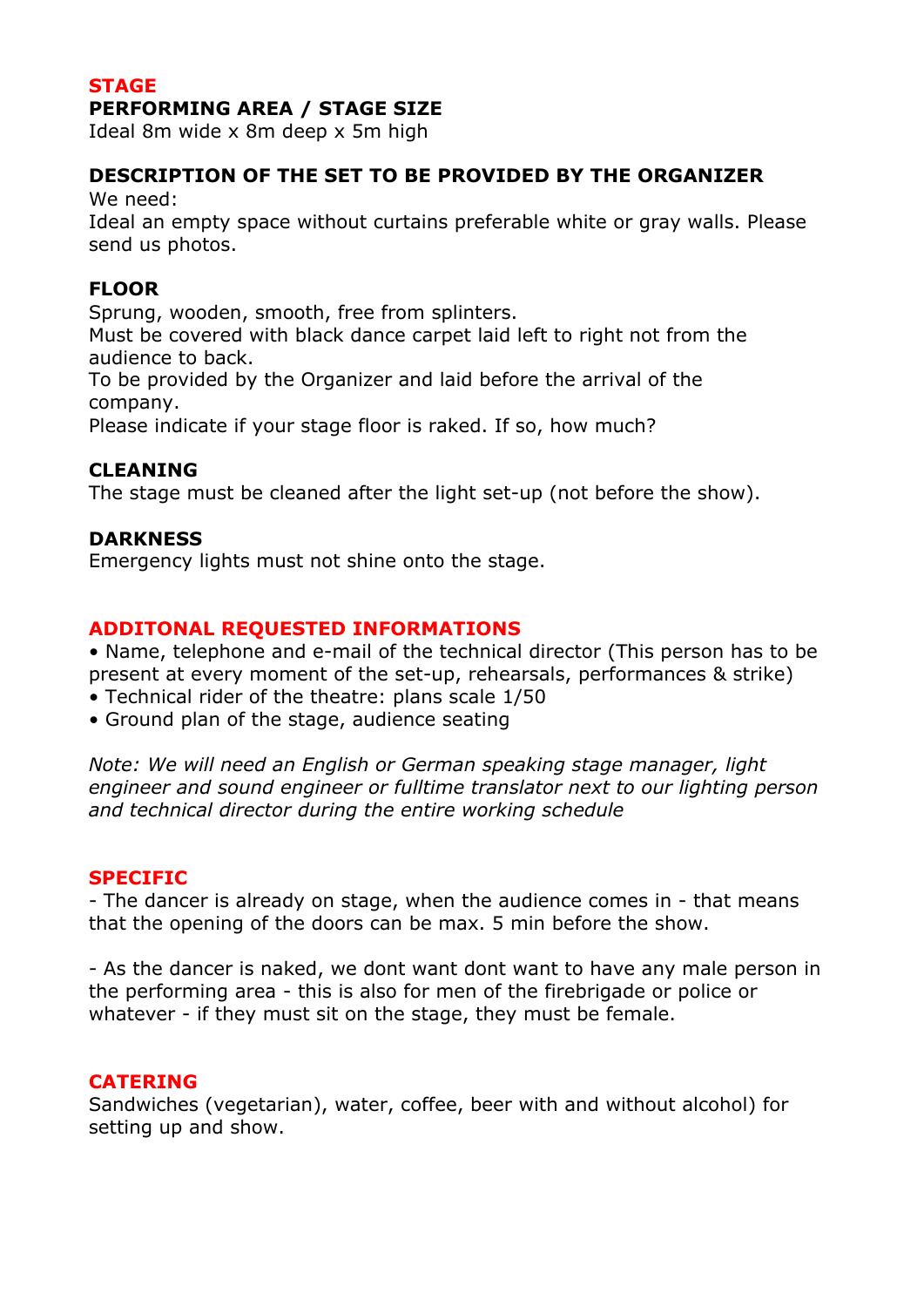## STAGE

### PERFORMING AREA / STAGE SIZE

Ideal 8m wide x 8m deep x 5m high

### DESCRIPTION OF THE SET TO BE PROVIDED BY THE ORGANIZER

We need:
Ideal an empty space without curtains preferable white or gray walls. Please send us photos.

### FLOOR

Sprung, wooden, smooth, free from splinters.
Must be covered with black dance carpet laid left to right not from the audience to back.
To be provided by the Organizer and laid before the arrival of the company.
Please indicate if your stage floor is raked. If so, how much?

### CLEANING

The stage must be cleaned after the light set-up (not before the show).

### DARKNESS

Emergency lights must not shine onto the stage.

## ADDITONAL REQUESTED INFORMATIONS

- Name, telephone and e-mail of the technical director (This person has to be present at every moment of the set-up, rehearsals, performances & strike)
- Technical rider of the theatre: plans scale 1/50
- Ground plan of the stage, audience seating

*Note: We will need an English or German speaking stage manager, light engineer and sound engineer or fulltime translator next to our lighting person and technical director during the entire working schedule*

## SPECIFIC

- The dancer is already on stage, when the audience comes in - that means that the opening of the doors can be max. 5 min before the show.

- As the dancer is naked, we dont want dont want to have any male person in the performing area - this is also for men of the firebrigade or police or whatever - if they must sit on the stage, they must be female.

## CATERING

Sandwiches (vegetarian), water, coffee, beer with and without alcohol) for setting up and show.